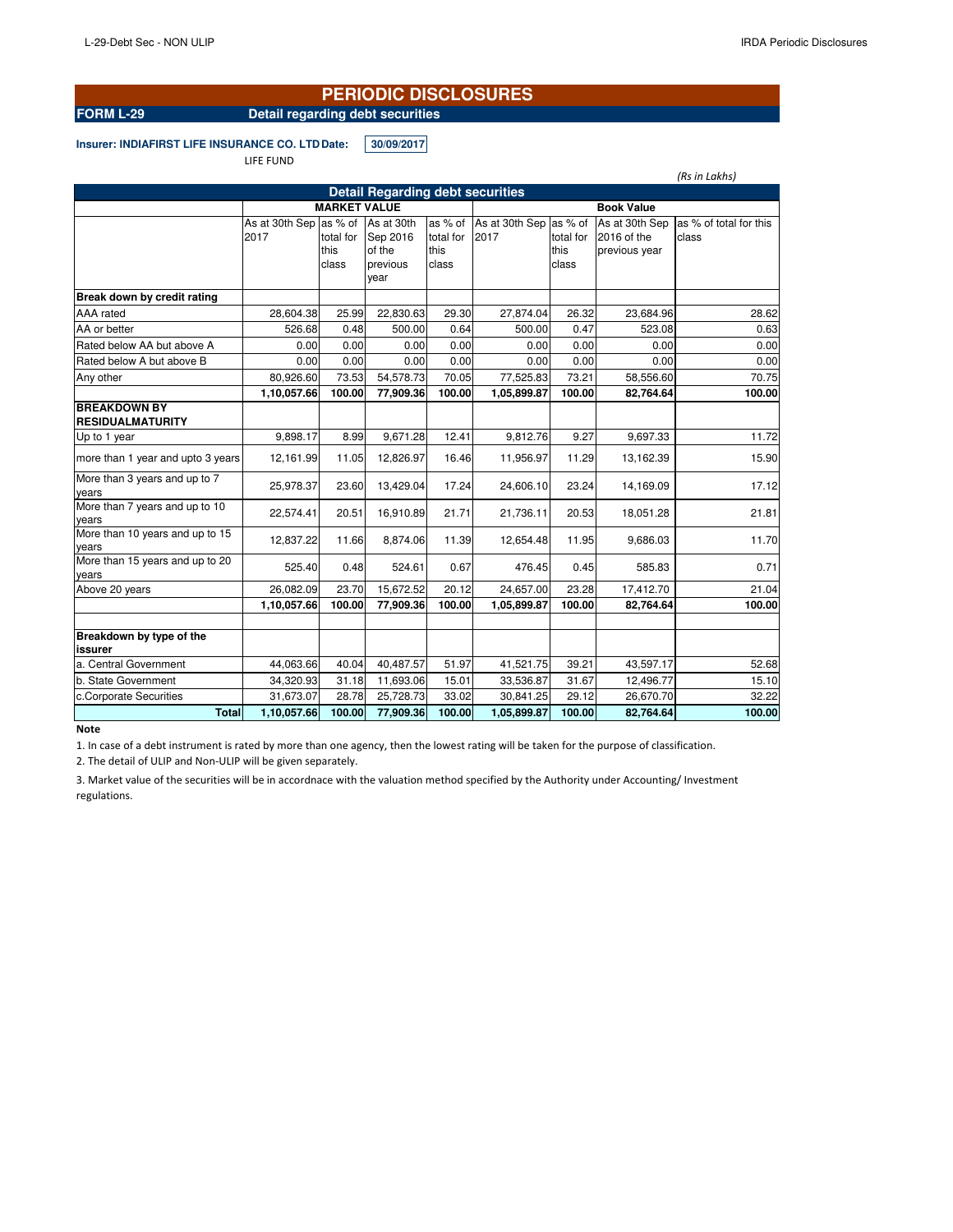# PERIODIC DISCLOSURES

**FORM L-29** **Detail regarding debt securities**

**Insurer: INDIAFIRST LIFE INSURANCE CO. LTD** **Date:** **30/09/2017**

LIFE FUND

*(Rs in Lakhs)*

| Detail Regarding debt securities | | | | | | | | |
|---|---|---|---|---|---|---|---|---|
| | MARKET VALUE | | | | Book Value | | | |
| | As at 30th Sep 2017 | as % of total for this class | As at 30th Sep 2016 of the previous year | as % of total for this class | As at 30th Sep 2017 | as % of total for this class | As at 30th Sep 2016 of the previous year | as % of total for this class |
| **Break down by credit rating** | | | | | | | | |
| AAA rated | 28,604.38 | 25.99 | 22,830.63 | 29.30 | 27,874.04 | 26.32 | 23,684.96 | 28.62 |
| AA or better | 526.68 | 0.48 | 500.00 | 0.64 | 500.00 | 0.47 | 523.08 | 0.63 |
| Rated below AA but above A | 0.00 | 0.00 | 0.00 | 0.00 | 0.00 | 0.00 | 0.00 | 0.00 |
| Rated below A but above B | 0.00 | 0.00 | 0.00 | 0.00 | 0.00 | 0.00 | 0.00 | 0.00 |
| Any other | 80,926.60 | 73.53 | 54,578.73 | 70.05 | 77,525.83 | 73.21 | 58,556.60 | 70.75 |
| | **1,10,057.66** | **100.00** | **77,909.36** | **100.00** | **1,05,899.87** | **100.00** | **82,764.64** | **100.00** |
| **BREAKDOWN BY RESIDUALMATURITY** | | | | | | | | |
| Up to 1 year | 9,898.17 | 8.99 | 9,671.28 | 12.41 | 9,812.76 | 9.27 | 9,697.33 | 11.72 |
| more than 1 year and upto 3 years | 12,161.99 | 11.05 | 12,826.97 | 16.46 | 11,956.97 | 11.29 | 13,162.39 | 15.90 |
| More than 3 years and up to 7 years | 25,978.37 | 23.60 | 13,429.04 | 17.24 | 24,606.10 | 23.24 | 14,169.09 | 17.12 |
| More than 7 years and up to 10 years | 22,574.41 | 20.51 | 16,910.89 | 21.71 | 21,736.11 | 20.53 | 18,051.28 | 21.81 |
| More than 10 years and up to 15 years | 12,837.22 | 11.66 | 8,874.06 | 11.39 | 12,654.48 | 11.95 | 9,686.03 | 11.70 |
| More than 15 years and up to 20 years | 525.40 | 0.48 | 524.61 | 0.67 | 476.45 | 0.45 | 585.83 | 0.71 |
| Above 20 years | 26,082.09 | 23.70 | 15,672.52 | 20.12 | 24,657.00 | 23.28 | 17,412.70 | 21.04 |
| | **1,10,057.66** | **100.00** | **77,909.36** | **100.00** | **1,05,899.87** | **100.00** | **82,764.64** | **100.00** |
| **Breakdown by type of the issurer** | | | | | | | | |
| a. Central Government | 44,063.66 | 40.04 | 40,487.57 | 51.97 | 41,521.75 | 39.21 | 43,597.17 | 52.68 |
| b. State Government | 34,320.93 | 31.18 | 11,693.06 | 15.01 | 33,536.87 | 31.67 | 12,496.77 | 15.10 |
| c.Corporate Securities | 31,673.07 | 28.78 | 25,728.73 | 33.02 | 30,841.25 | 29.12 | 26,670.70 | 32.22 |
| **Total** | **1,10,057.66** | **100.00** | **77,909.36** | **100.00** | **1,05,899.87** | **100.00** | **82,764.64** | **100.00** |

**Note**

1. In case of a debt instrument is rated by more than one agency, then the lowest rating will be taken for the purpose of classification.
2. The detail of ULIP and Non-ULIP will be given separately.
3. Market value of the securities will be in accordnace with the valuation method specified by the Authority under Accounting/ Investment regulations.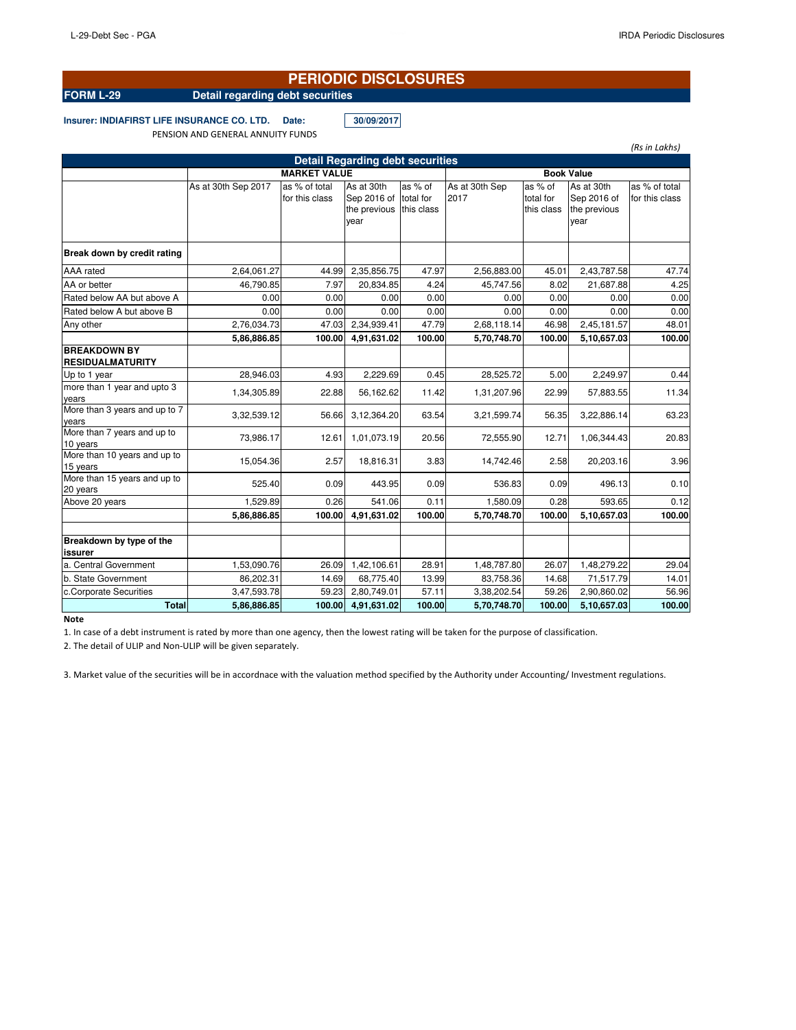# PERIODIC DISCLOSURES

**FORM L-29** **Detail regarding debt securities**

**Insurer: INDIAFIRST LIFE INSURANCE CO. LTD.** **Date:** **30/09/2017**

PENSION AND GENERAL ANNUITY FUNDS

*(Rs in Lakhs)*

| Detail Regarding debt securities | MARKET VALUE | | | | Book Value | | | |
|---|---|---|---|---|---|---|---|---|
| | As at 30th Sep 2017 | as % of total for this class | As at 30th Sep 2016 of the previous year | as % of total for this class | As at 30th Sep 2017 | as % of total for this class | As at 30th Sep 2016 of the previous year | as % of total for this class |
| **Break down by credit rating** | | | | | | | | |
| AAA rated | 2,64,061.27 | 44.99 | 2,35,856.75 | 47.97 | 2,56,883.00 | 45.01 | 2,43,787.58 | 47.74 |
| AA or better | 46,790.85 | 7.97 | 20,834.85 | 4.24 | 45,747.56 | 8.02 | 21,687.88 | 4.25 |
| Rated below AA but above A | 0.00 | 0.00 | 0.00 | 0.00 | 0.00 | 0.00 | 0.00 | 0.00 |
| Rated below A but above B | 0.00 | 0.00 | 0.00 | 0.00 | 0.00 | 0.00 | 0.00 | 0.00 |
| Any other | 2,76,034.73 | 47.03 | 2,34,939.41 | 47.79 | 2,68,118.14 | 46.98 | 2,45,181.57 | 48.01 |
| | **5,86,886.85** | **100.00** | **4,91,631.02** | **100.00** | **5,70,748.70** | **100.00** | **5,10,657.03** | **100.00** |
| **BREAKDOWN BY RESIDUALMATURITY** | | | | | | | | |
| Up to 1 year | 28,946.03 | 4.93 | 2,229.69 | 0.45 | 28,525.72 | 5.00 | 2,249.97 | 0.44 |
| more than 1 year and upto 3 years | 1,34,305.89 | 22.88 | 56,162.62 | 11.42 | 1,31,207.96 | 22.99 | 57,883.55 | 11.34 |
| More than 3 years and up to 7 years | 3,32,539.12 | 56.66 | 3,12,364.20 | 63.54 | 3,21,599.74 | 56.35 | 3,22,886.14 | 63.23 |
| More than 7 years and up to 10 years | 73,986.17 | 12.61 | 1,01,073.19 | 20.56 | 72,555.90 | 12.71 | 1,06,344.43 | 20.83 |
| More than 10 years and up to 15 years | 15,054.36 | 2.57 | 18,816.31 | 3.83 | 14,742.46 | 2.58 | 20,203.16 | 3.96 |
| More than 15 years and up to 20 years | 525.40 | 0.09 | 443.95 | 0.09 | 536.83 | 0.09 | 496.13 | 0.10 |
| Above 20 years | 1,529.89 | 0.26 | 541.06 | 0.11 | 1,580.09 | 0.28 | 593.65 | 0.12 |
| | **5,86,886.85** | **100.00** | **4,91,631.02** | **100.00** | **5,70,748.70** | **100.00** | **5,10,657.03** | **100.00** |
| **Breakdown by type of the issurer** | | | | | | | | |
| a. Central Government | 1,53,090.76 | 26.09 | 1,42,106.61 | 28.91 | 1,48,787.80 | 26.07 | 1,48,279.22 | 29.04 |
| b. State Government | 86,202.31 | 14.69 | 68,775.40 | 13.99 | 83,758.36 | 14.68 | 71,517.79 | 14.01 |
| c.Corporate Securities | 3,47,593.78 | 59.23 | 2,80,749.01 | 57.11 | 3,38,202.54 | 59.26 | 2,90,860.02 | 56.96 |
| **Total** | **5,86,886.85** | **100.00** | **4,91,631.02** | **100.00** | **5,70,748.70** | **100.00** | **5,10,657.03** | **100.00** |

**Note**

1. In case of a debt instrument is rated by more than one agency, then the lowest rating will be taken for the purpose of classification.
2. The detail of ULIP and Non-ULIP will be given separately.
3. Market value of the securities will be in accordnace with the valuation method specified by the Authority under Accounting/ Investment regulations.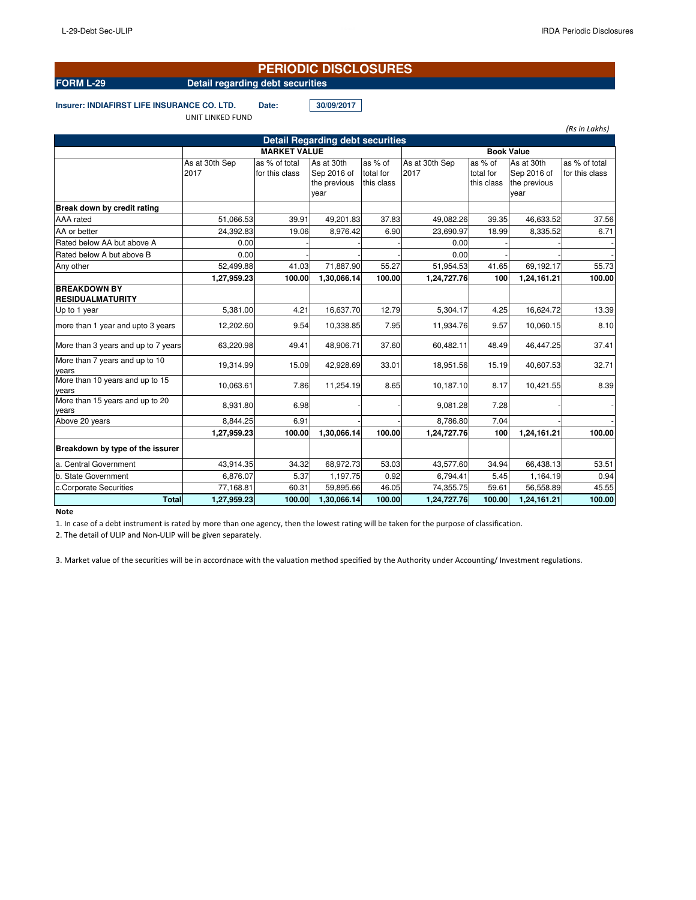# PERIODIC DISCLOSURES

**FORM L-29** **Detail regarding debt securities**

**Insurer: INDIAFIRST LIFE INSURANCE CO. LTD.** **Date:** 30/09/2017

UNIT LINKED FUND

*(Rs in Lakhs)*

## Detail Regarding debt securities

| | MARKET VALUE | | | | Book Value | | | |
|---|---|---|---|---|---|---|---|---|
| | As at 30th Sep 2017 | as % of total for this class | As at 30th Sep 2016 of the previous year | as % of total for this class | As at 30th Sep 2017 | as % of total for this class | As at 30th Sep 2016 of the previous year | as % of total for this class |
| **Break down by credit rating** | | | | | | | | |
| AAA rated | 51,066.53 | 39.91 | 49,201.83 | 37.83 | 49,082.26 | 39.35 | 46,633.52 | 37.56 |
| AA or better | 24,392.83 | 19.06 | 8,976.42 | 6.90 | 23,690.97 | 18.99 | 8,335.52 | 6.71 |
| Rated below AA but above A | 0.00 | - | - | - | 0.00 | - | - | - |
| Rated below A but above B | 0.00 | - | - | - | 0.00 | - | - | - |
| Any other | 52,499.88 | 41.03 | 71,887.90 | 55.27 | 51,954.53 | 41.65 | 69,192.17 | 55.73 |
| | **1,27,959.23** | **100.00** | **1,30,066.14** | **100.00** | **1,24,727.76** | **100** | **1,24,161.21** | **100.00** |
| **BREAKDOWN BY RESIDUALMATURITY** | | | | | | | | |
| Up to 1 year | 5,381.00 | 4.21 | 16,637.70 | 12.79 | 5,304.17 | 4.25 | 16,624.72 | 13.39 |
| more than 1 year and upto 3 years | 12,202.60 | 9.54 | 10,338.85 | 7.95 | 11,934.76 | 9.57 | 10,060.15 | 8.10 |
| More than 3 years and up to 7 years | 63,220.98 | 49.41 | 48,906.71 | 37.60 | 60,482.11 | 48.49 | 46,447.25 | 37.41 |
| More than 7 years and up to 10 years | 19,314.99 | 15.09 | 42,928.69 | 33.01 | 18,951.56 | 15.19 | 40,607.53 | 32.71 |
| More than 10 years and up to 15 years | 10,063.61 | 7.86 | 11,254.19 | 8.65 | 10,187.10 | 8.17 | 10,421.55 | 8.39 |
| More than 15 years and up to 20 years | 8,931.80 | 6.98 | - | - | 9,081.28 | 7.28 | - | - |
| Above 20 years | 8,844.25 | 6.91 | - | - | 8,786.80 | 7.04 | - | - |
| | **1,27,959.23** | **100.00** | **1,30,066.14** | **100.00** | **1,24,727.76** | **100** | **1,24,161.21** | **100.00** |
| **Breakdown by type of the issuer** | | | | | | | | |
| a. Central Government | 43,914.35 | 34.32 | 68,972.73 | 53.03 | 43,577.60 | 34.94 | 66,438.13 | 53.51 |
| b. State Government | 6,876.07 | 5.37 | 1,197.75 | 0.92 | 6,794.41 | 5.45 | 1,164.19 | 0.94 |
| c.Corporate Securities | 77,168.81 | 60.31 | 59,895.66 | 46.05 | 74,355.75 | 59.61 | 56,558.89 | 45.55 |
| **Total** | **1,27,959.23** | **100.00** | **1,30,066.14** | **100.00** | **1,24,727.76** | **100.00** | **1,24,161.21** | **100.00** |

**Note**

1. In case of a debt instrument is rated by more than one agency, then the lowest rating will be taken for the purpose of classification.
2. The detail of ULIP and Non-ULIP will be given separately.

3. Market value of the securities will be in accordnace with the valuation method specified by the Authority under Accounting/ Investment regulations.